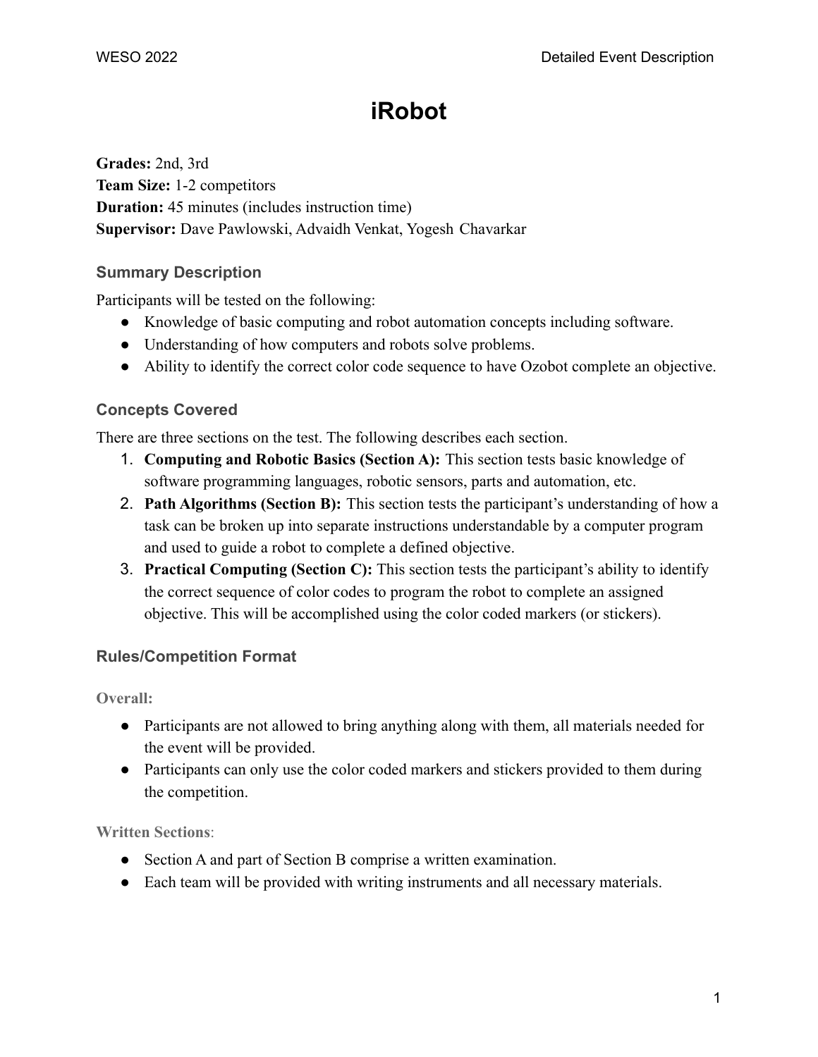# iRobot

**Grades:** 2nd, 3rd
**Team Size:** 1-2 competitors
**Duration:** 45 minutes (includes instruction time)
**Supervisor:** Dave Pawlowski, Advaidh Venkat, Yogesh Chavarkar

## Summary Description

Participants will be tested on the following:

- Knowledge of basic computing and robot automation concepts including software.
- Understanding of how computers and robots solve problems.
- Ability to identify the correct color code sequence to have Ozobot complete an objective.

## Concepts Covered

There are three sections on the test. The following describes each section.

1. **Computing and Robotic Basics (Section A):** This section tests basic knowledge of software programming languages, robotic sensors, parts and automation, etc.
2. **Path Algorithms (Section B):** This section tests the participant's understanding of how a task can be broken up into separate instructions understandable by a computer program and used to guide a robot to complete a defined objective.
3. **Practical Computing (Section C):** This section tests the participant's ability to identify the correct sequence of color codes to program the robot to complete an assigned objective. This will be accomplished using the color coded markers (or stickers).

## Rules/Competition Format

### Overall:

- Participants are not allowed to bring anything along with them, all materials needed for the event will be provided.
- Participants can only use the color coded markers and stickers provided to them during the competition.

### Written Sections:

- Section A and part of Section B comprise a written examination.
- Each team will be provided with writing instruments and all necessary materials.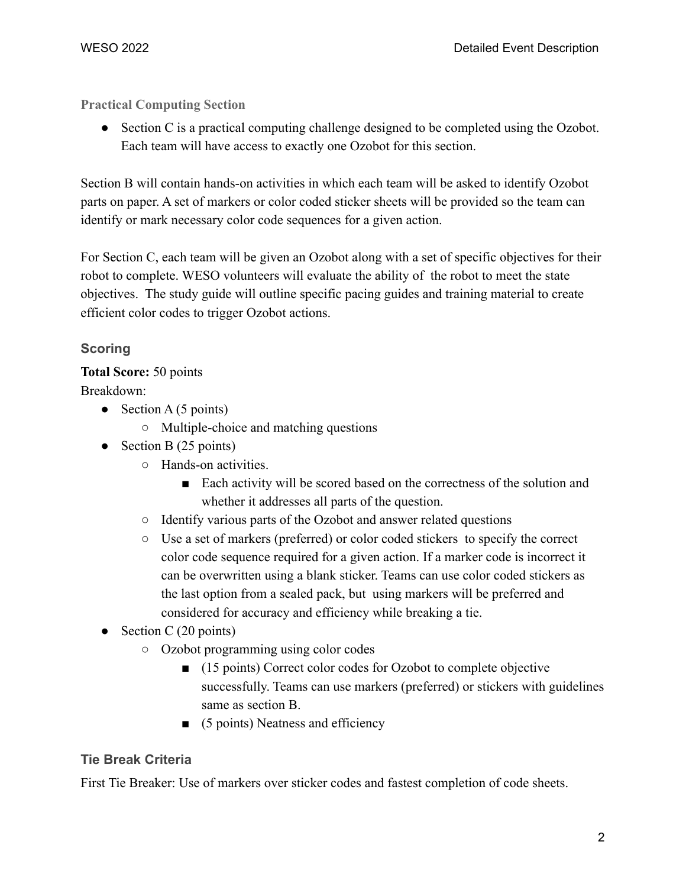### Practical Computing Section

- Section C is a practical computing challenge designed to be completed using the Ozobot. Each team will have access to exactly one Ozobot for this section.

Section B will contain hands-on activities in which each team will be asked to identify Ozobot parts on paper. A set of markers or color coded sticker sheets will be provided so the team can identify or mark necessary color code sequences for a given action.

For Section C, each team will be given an Ozobot along with a set of specific objectives for their robot to complete. WESO volunteers will evaluate the ability of the robot to meet the state objectives. The study guide will outline specific pacing guides and training material to create efficient color codes to trigger Ozobot actions.

## Scoring

**Total Score:** 50 points

Breakdown:

- Section A (5 points)
  - Multiple-choice and matching questions
- Section B (25 points)
  - Hands-on activities.
    - Each activity will be scored based on the correctness of the solution and whether it addresses all parts of the question.
  - Identify various parts of the Ozobot and answer related questions
  - Use a set of markers (preferred) or color coded stickers to specify the correct color code sequence required for a given action. If a marker code is incorrect it can be overwritten using a blank sticker. Teams can use color coded stickers as the last option from a sealed pack, but using markers will be preferred and considered for accuracy and efficiency while breaking a tie.
- Section C (20 points)
  - Ozobot programming using color codes
    - (15 points) Correct color codes for Ozobot to complete objective successfully. Teams can use markers (preferred) or stickers with guidelines same as section B.
    - (5 points) Neatness and efficiency

## Tie Break Criteria

First Tie Breaker: Use of markers over sticker codes and fastest completion of code sheets.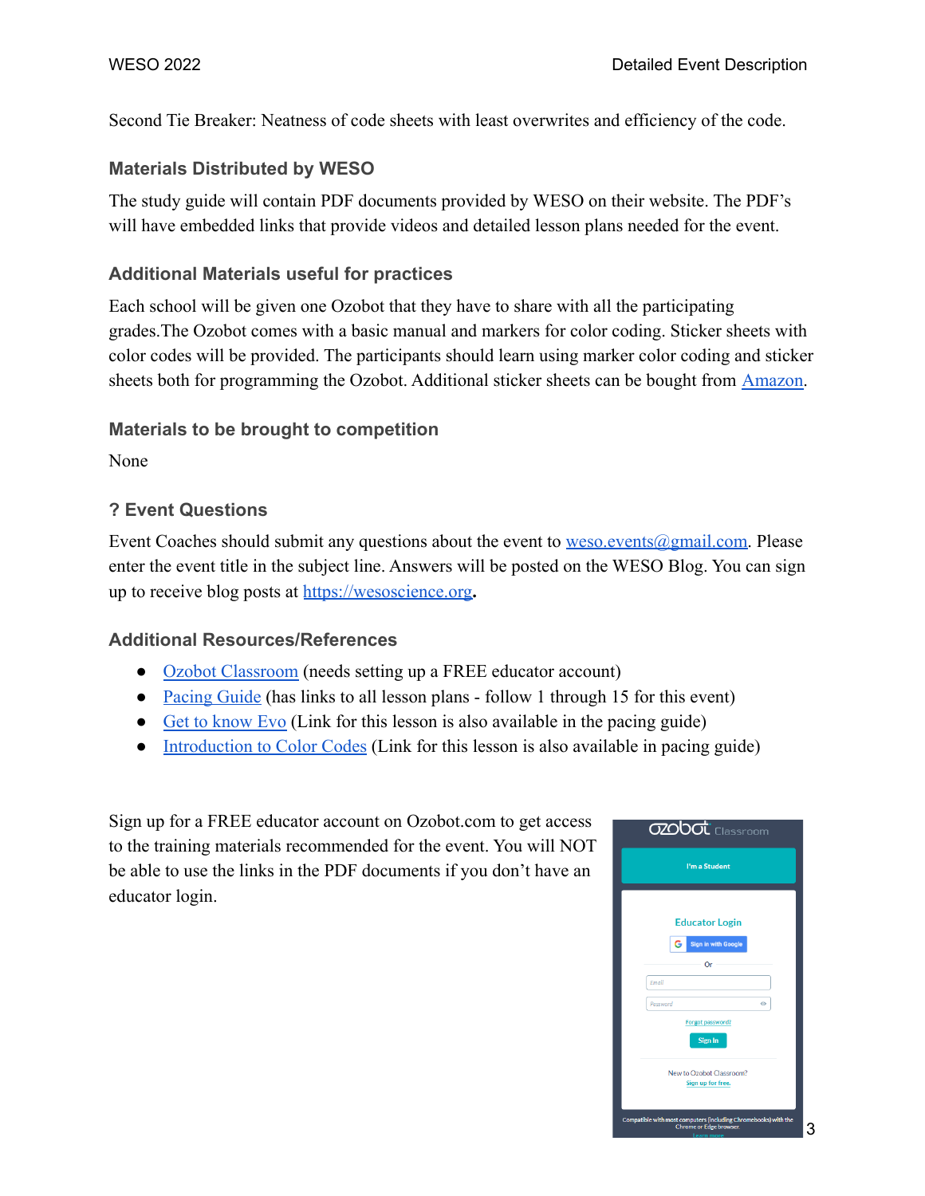Second Tie Breaker: Neatness of code sheets with least overwrites and efficiency of the code.

### Materials Distributed by WESO

The study guide will contain PDF documents provided by WESO on their website. The PDF's will have embedded links that provide videos and detailed lesson plans needed for the event.

### Additional Materials useful for practices

Each school will be given one Ozobot that they have to share with all the participating grades.The Ozobot comes with a basic manual and markers for color coding. Sticker sheets with color codes will be provided. The participants should learn using marker color coding and sticker sheets both for programming the Ozobot. Additional sticker sheets can be bought from Amazon.

### Materials to be brought to competition

None

### ? Event Questions

Event Coaches should submit any questions about the event to weso.events@gmail.com. Please enter the event title in the subject line. Answers will be posted on the WESO Blog. You can sign up to receive blog posts at https://wesoscience.org.

### Additional Resources/References

- Ozobot Classroom (needs setting up a FREE educator account)
- Pacing Guide (has links to all lesson plans - follow 1 through 15 for this event)
- Get to know Evo (Link for this lesson is also available in the pacing guide)
- Introduction to Color Codes (Link for this lesson is also available in pacing guide)

Sign up for a FREE educator account on Ozobot.com to get access to the training materials recommended for the event. You will NOT be able to use the links in the PDF documents if you don't have an educator login.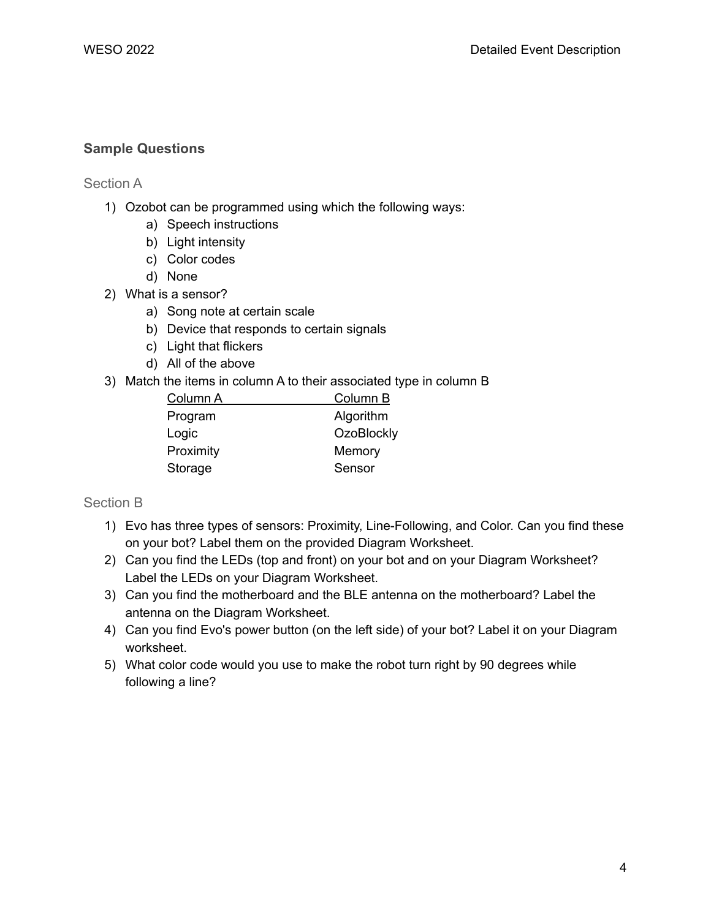## Sample Questions

### Section A

1) Ozobot can be programmed using which the following ways:
   a) Speech instructions
   b) Light intensity
   c) Color codes
   d) None
2) What is a sensor?
   a) Song note at certain scale
   b) Device that responds to certain signals
   c) Light that flickers
   d) All of the above
3) Match the items in column A to their associated type in column B

| Column A | Column B |
|---|---|
| Program | Algorithm |
| Logic | OzoBlockly |
| Proximity | Memory |
| Storage | Sensor |

### Section B

1) Evo has three types of sensors: Proximity, Line-Following, and Color. Can you find these on your bot? Label them on the provided Diagram Worksheet.
2) Can you find the LEDs (top and front) on your bot and on your Diagram Worksheet? Label the LEDs on your Diagram Worksheet.
3) Can you find the motherboard and the BLE antenna on the motherboard? Label the antenna on the Diagram Worksheet.
4) Can you find Evo's power button (on the left side) of your bot? Label it on your Diagram worksheet.
5) What color code would you use to make the robot turn right by 90 degrees while following a line?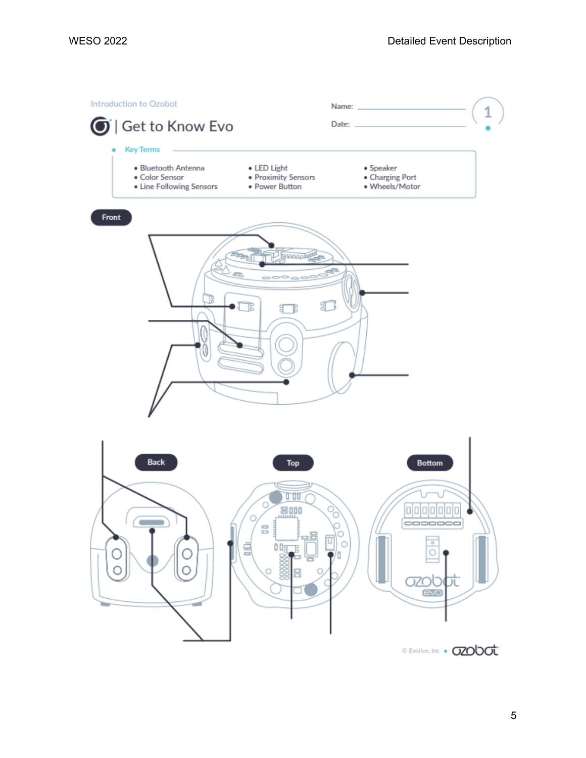Introduction to Ozobot

# Get to Know Evo

Name: ____________________

Date: ____________________

1

**Key Terms**

- Bluetooth Antenna
- Color Sensor
- Line Following Sensors
- LED Light
- Proximity Sensors
- Power Button
- Speaker
- Charging Port
- Wheels/Motor

**Front**

**Back**

**Top**

**Bottom**

© Evollve, Inc • ozobot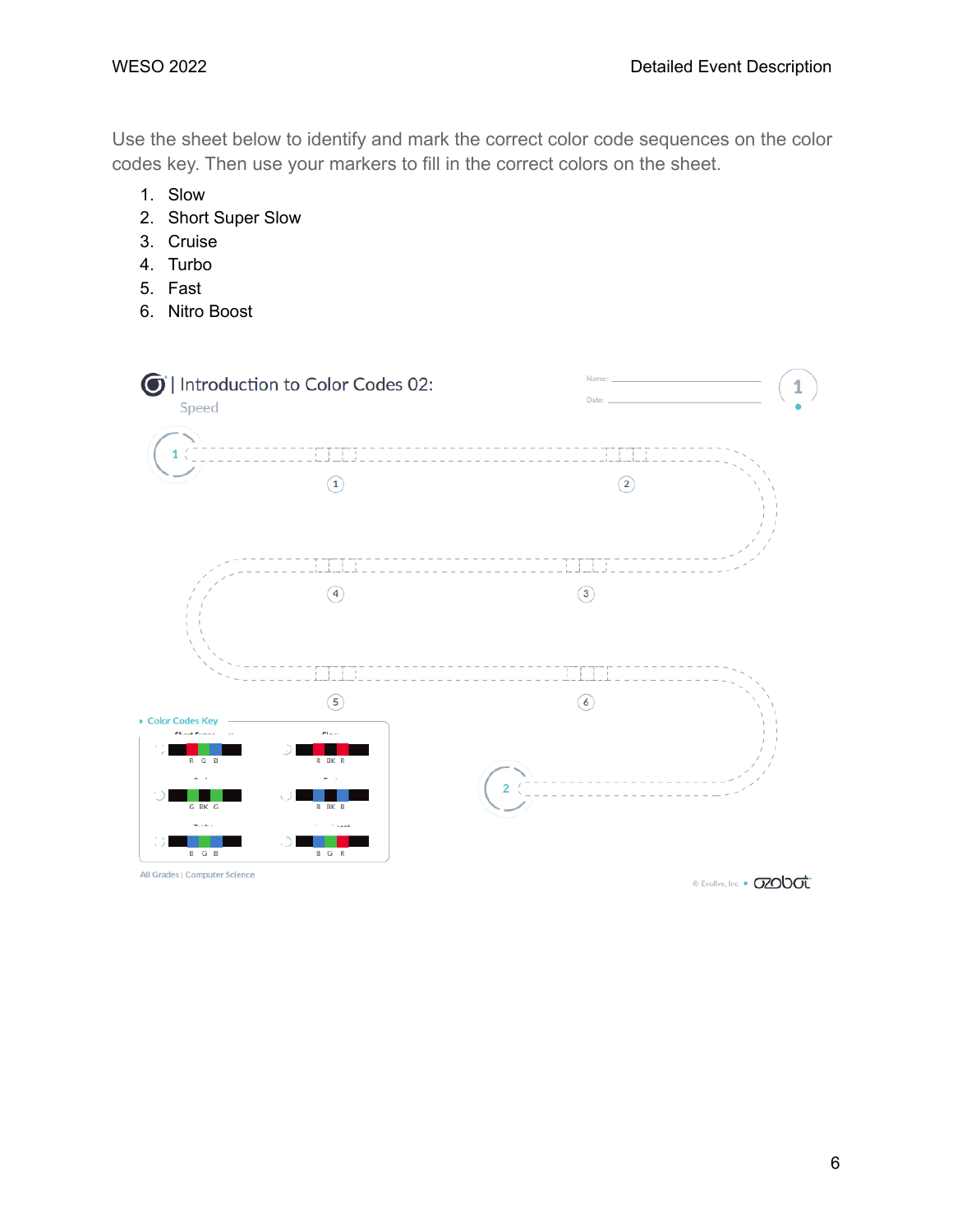Use the sheet below to identify and mark the correct color code sequences on the color codes key. Then use your markers to fill in the correct colors on the sheet.

1. Slow
2. Short Super Slow
3. Cruise
4. Turbo
5. Fast
6. Nitro Boost

| Introduction to Color Codes 02:

Speed

Name:

Date:

1

1

2

4

3

5

6

2

Color Codes Key

R G B

R BK R

G BK G

B BK B

B G B

B G R

All Grades | Computer Science

© Evollve, Inc • ozobot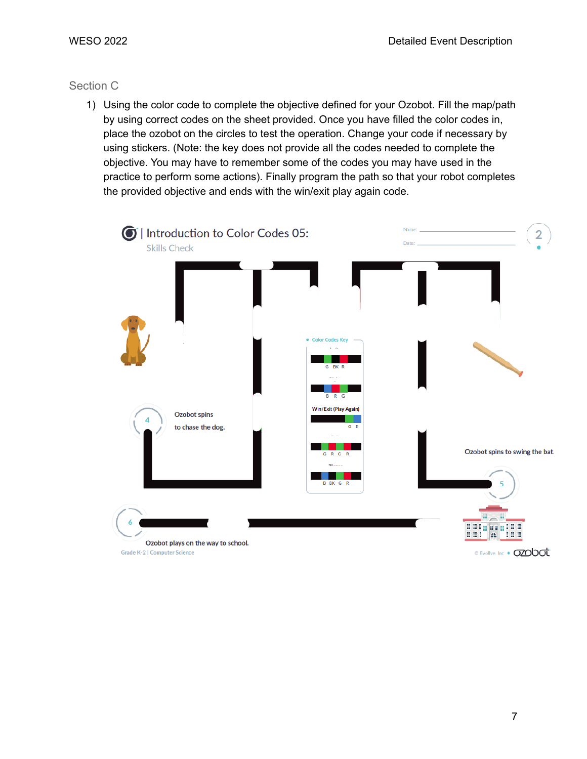## Section C

1) Using the color code to complete the objective defined for your Ozobot. Fill the map/path by using correct codes on the sheet provided. Once you have filled the color codes in, place the ozobot on the circles to test the operation. Change your code if necessary by using stickers. (Note: the key does not provide all the codes needed to complete the objective. You may have to remember some of the codes you may have used in the practice to perform some actions). Finally program the path so that your robot completes the provided objective and ends with the win/exit play again code.

Introduction to Color Codes 05:

Skills Check

Name:

Date:

2

Color Codes Key

G BK R

B R G

Win/Exit (Play Again)

G B

G R G R

B BK G R

4

Ozobot spins to chase the dog.

Ozobot spins to swing the bat

5

6

Ozobot plays on the way to school.

Grade K-2 | Computer Science

© Evollve Inc • ozobot